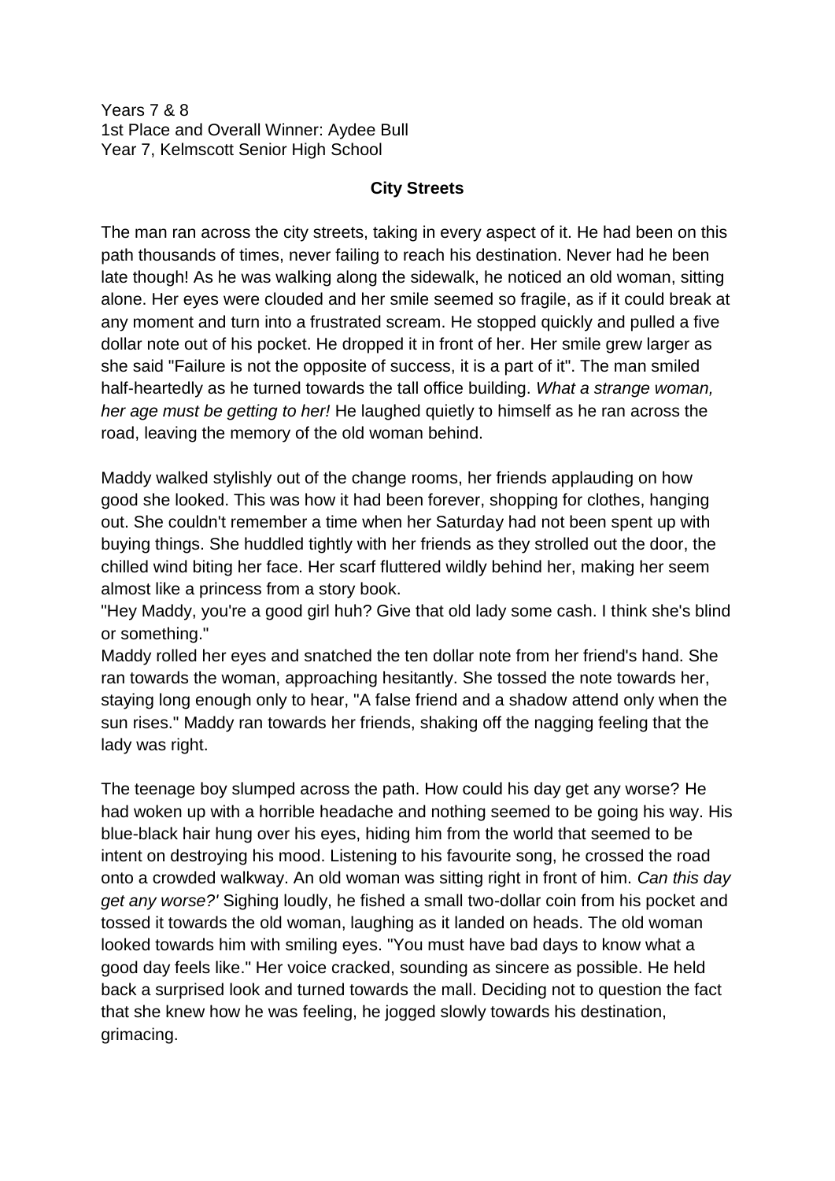Years 7 & 8
1st Place and Overall Winner: Aydee Bull
Year 7, Kelmscott Senior High School

**City Streets**

The man ran across the city streets, taking in every aspect of it. He had been on this path thousands of times, never failing to reach his destination. Never had he been late though! As he was walking along the sidewalk, he noticed an old woman, sitting alone. Her eyes were clouded and her smile seemed so fragile, as if it could break at any moment and turn into a frustrated scream. He stopped quickly and pulled a five dollar note out of his pocket. He dropped it in front of her. Her smile grew larger as she said "Failure is not the opposite of success, it is a part of it". The man smiled half-heartedly as he turned towards the tall office building. *What a strange woman, her age must be getting to her!* He laughed quietly to himself as he ran across the road, leaving the memory of the old woman behind.

Maddy walked stylishly out of the change rooms, her friends applauding on how good she looked. This was how it had been forever, shopping for clothes, hanging out. She couldn't remember a time when her Saturday had not been spent up with buying things. She huddled tightly with her friends as they strolled out the door, the chilled wind biting her face. Her scarf fluttered wildly behind her, making her seem almost like a princess from a story book.
"Hey Maddy, you're a good girl huh? Give that old lady some cash. I think she's blind or something."
Maddy rolled her eyes and snatched the ten dollar note from her friend's hand. She ran towards the woman, approaching hesitantly. She tossed the note towards her, staying long enough only to hear, "A false friend and a shadow attend only when the sun rises." Maddy ran towards her friends, shaking off the nagging feeling that the lady was right.

The teenage boy slumped across the path. How could his day get any worse? He had woken up with a horrible headache and nothing seemed to be going his way. His blue-black hair hung over his eyes, hiding him from the world that seemed to be intent on destroying his mood. Listening to his favourite song, he crossed the road onto a crowded walkway. An old woman was sitting right in front of him. *Can this day get any worse?'* Sighing loudly, he fished a small two-dollar coin from his pocket and tossed it towards the old woman, laughing as it landed on heads. The old woman looked towards him with smiling eyes. "You must have bad days to know what a good day feels like." Her voice cracked, sounding as sincere as possible. He held back a surprised look and turned towards the mall. Deciding not to question the fact that she knew how he was feeling, he jogged slowly towards his destination, grimacing.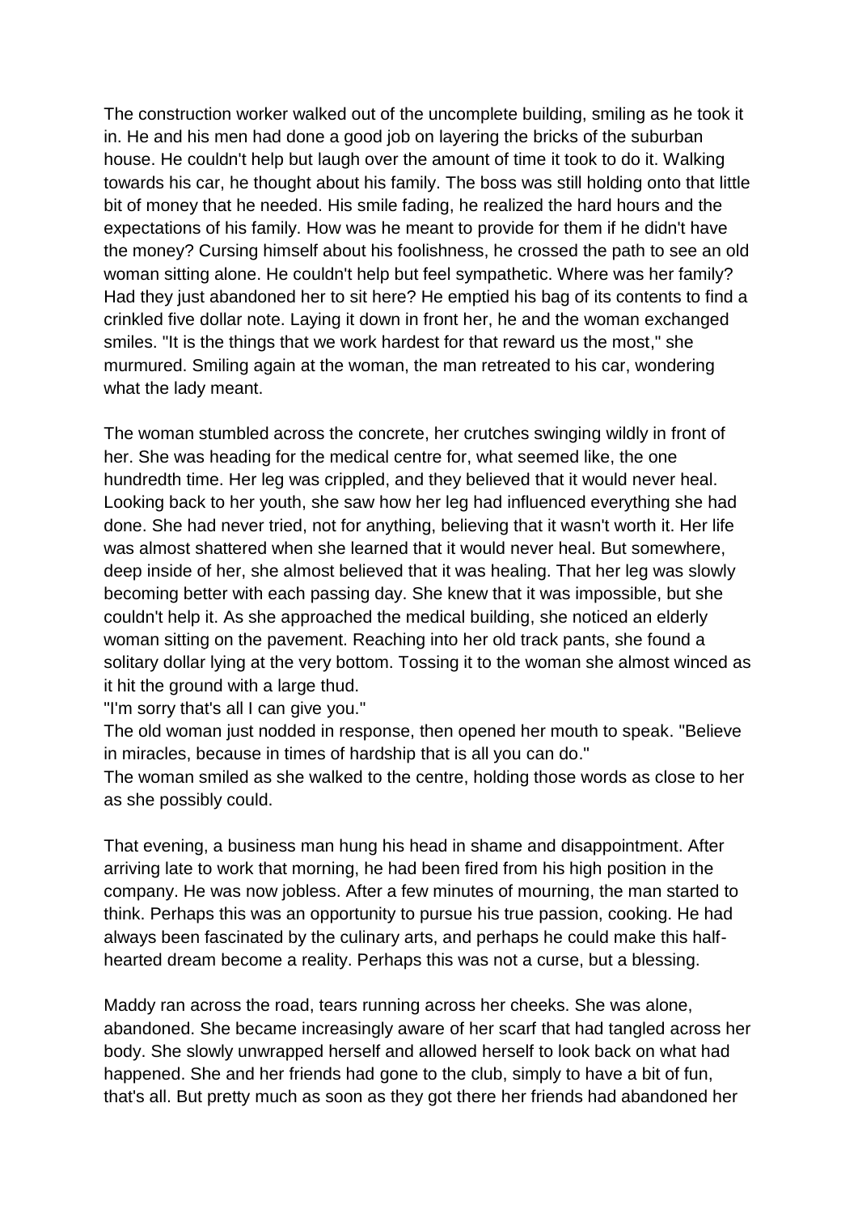The construction worker walked out of the uncomplete building, smiling as he took it in. He and his men had done a good job on layering the bricks of the suburban house. He couldn't help but laugh over the amount of time it took to do it. Walking towards his car, he thought about his family. The boss was still holding onto that little bit of money that he needed. His smile fading, he realized the hard hours and the expectations of his family. How was he meant to provide for them if he didn't have the money? Cursing himself about his foolishness, he crossed the path to see an old woman sitting alone. He couldn't help but feel sympathetic. Where was her family? Had they just abandoned her to sit here? He emptied his bag of its contents to find a crinkled five dollar note. Laying it down in front her, he and the woman exchanged smiles. "It is the things that we work hardest for that reward us the most," she murmured. Smiling again at the woman, the man retreated to his car, wondering what the lady meant.

The woman stumbled across the concrete, her crutches swinging wildly in front of her. She was heading for the medical centre for, what seemed like, the one hundredth time. Her leg was crippled, and they believed that it would never heal. Looking back to her youth, she saw how her leg had influenced everything she had done. She had never tried, not for anything, believing that it wasn't worth it. Her life was almost shattered when she learned that it would never heal. But somewhere, deep inside of her, she almost believed that it was healing. That her leg was slowly becoming better with each passing day. She knew that it was impossible, but she couldn't help it. As she approached the medical building, she noticed an elderly woman sitting on the pavement. Reaching into her old track pants, she found a solitary dollar lying at the very bottom. Tossing it to the woman she almost winced as it hit the ground with a large thud.

"I'm sorry that's all I can give you."

The old woman just nodded in response, then opened her mouth to speak. "Believe in miracles, because in times of hardship that is all you can do."

The woman smiled as she walked to the centre, holding those words as close to her as she possibly could.

That evening, a business man hung his head in shame and disappointment. After arriving late to work that morning, he had been fired from his high position in the company. He was now jobless. After a few minutes of mourning, the man started to think. Perhaps this was an opportunity to pursue his true passion, cooking. He had always been fascinated by the culinary arts, and perhaps he could make this half-hearted dream become a reality. Perhaps this was not a curse, but a blessing.

Maddy ran across the road, tears running across her cheeks. She was alone, abandoned. She became increasingly aware of her scarf that had tangled across her body. She slowly unwrapped herself and allowed herself to look back on what had happened. She and her friends had gone to the club, simply to have a bit of fun, that's all. But pretty much as soon as they got there her friends had abandoned her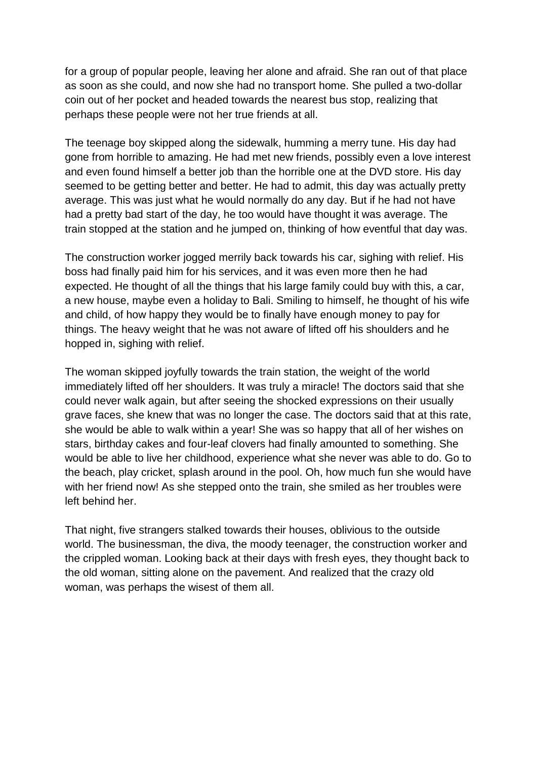for a group of popular people, leaving her alone and afraid. She ran out of that place as soon as she could, and now she had no transport home. She pulled a two-dollar coin out of her pocket and headed towards the nearest bus stop, realizing that perhaps these people were not her true friends at all.

The teenage boy skipped along the sidewalk, humming a merry tune. His day had gone from horrible to amazing. He had met new friends, possibly even a love interest and even found himself a better job than the horrible one at the DVD store. His day seemed to be getting better and better. He had to admit, this day was actually pretty average. This was just what he would normally do any day. But if he had not have had a pretty bad start of the day, he too would have thought it was average. The train stopped at the station and he jumped on, thinking of how eventful that day was.

The construction worker jogged merrily back towards his car, sighing with relief. His boss had finally paid him for his services, and it was even more then he had expected. He thought of all the things that his large family could buy with this, a car, a new house, maybe even a holiday to Bali. Smiling to himself, he thought of his wife and child, of how happy they would be to finally have enough money to pay for things. The heavy weight that he was not aware of lifted off his shoulders and he hopped in, sighing with relief.

The woman skipped joyfully towards the train station, the weight of the world immediately lifted off her shoulders. It was truly a miracle! The doctors said that she could never walk again, but after seeing the shocked expressions on their usually grave faces, she knew that was no longer the case. The doctors said that at this rate, she would be able to walk within a year! She was so happy that all of her wishes on stars, birthday cakes and four-leaf clovers had finally amounted to something. She would be able to live her childhood, experience what she never was able to do. Go to the beach, play cricket, splash around in the pool. Oh, how much fun she would have with her friend now! As she stepped onto the train, she smiled as her troubles were left behind her.

That night, five strangers stalked towards their houses, oblivious to the outside world. The businessman, the diva, the moody teenager, the construction worker and the crippled woman. Looking back at their days with fresh eyes, they thought back to the old woman, sitting alone on the pavement. And realized that the crazy old woman, was perhaps the wisest of them all.